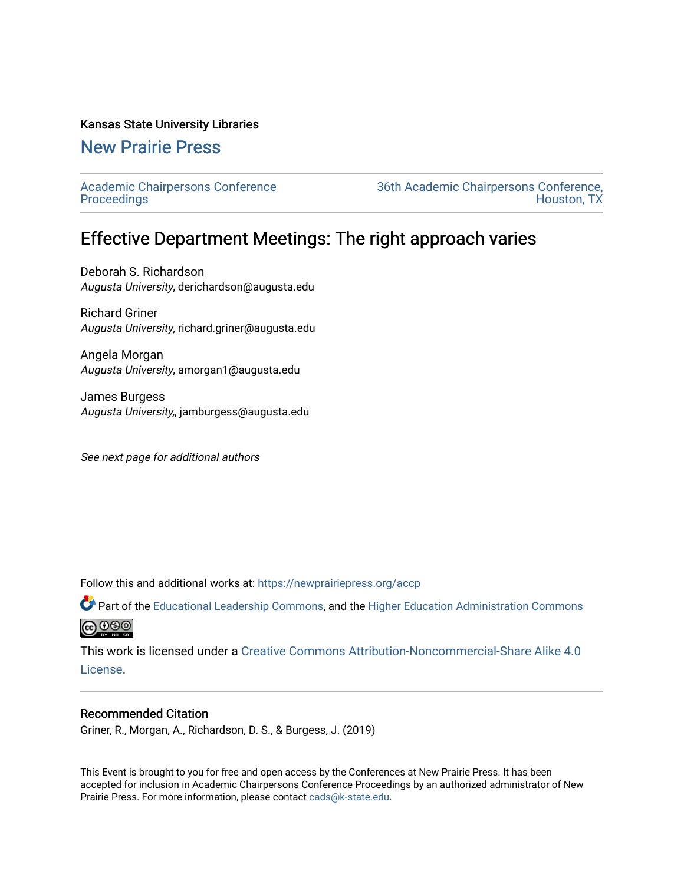Kansas State University Libraries

New Prairie Press

Academic Chairpersons Conference Proceedings

36th Academic Chairpersons Conference, Houston, TX

# Effective Department Meetings: The right approach varies

Deborah S. Richardson
*Augusta University*, derichardson@augusta.edu

Richard Griner
*Augusta University*, richard.griner@augusta.edu

Angela Morgan
*Augusta University*, amorgan1@augusta.edu

James Burgess
*Augusta University,*, jamburgess@augusta.edu

*See next page for additional authors*

Follow this and additional works at: https://newprairiepress.org/accp

Part of the Educational Leadership Commons, and the Higher Education Administration Commons

This work is licensed under a Creative Commons Attribution-Noncommercial-Share Alike 4.0 License.

## Recommended Citation

Griner, R., Morgan, A., Richardson, D. S., & Burgess, J. (2019)

This Event is brought to you for free and open access by the Conferences at New Prairie Press. It has been accepted for inclusion in Academic Chairpersons Conference Proceedings by an authorized administrator of New Prairie Press. For more information, please contact cads@k-state.edu.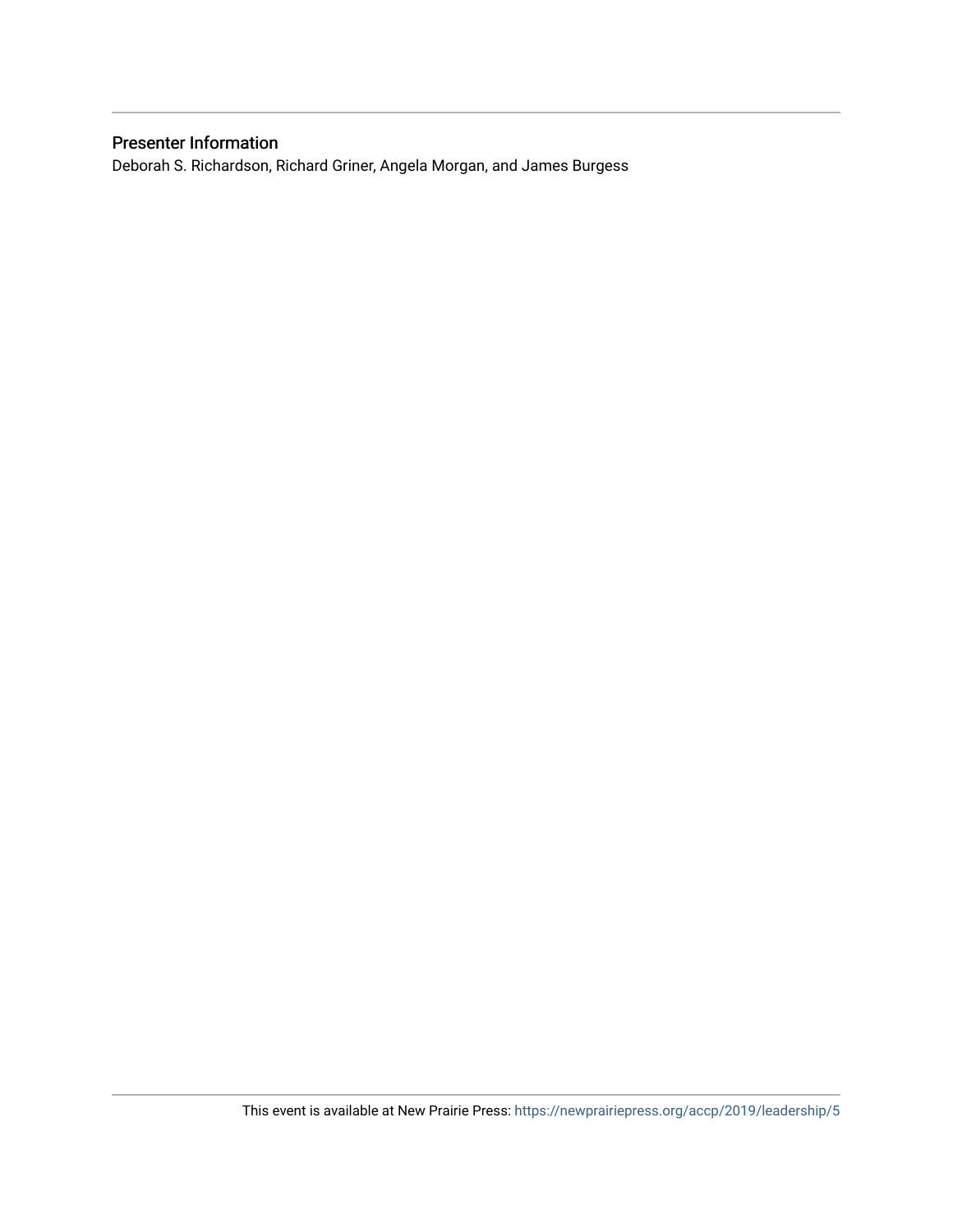## Presenter Information

Deborah S. Richardson, Richard Griner, Angela Morgan, and James Burgess

This event is available at New Prairie Press: https://newprairiepress.org/accp/2019/leadership/5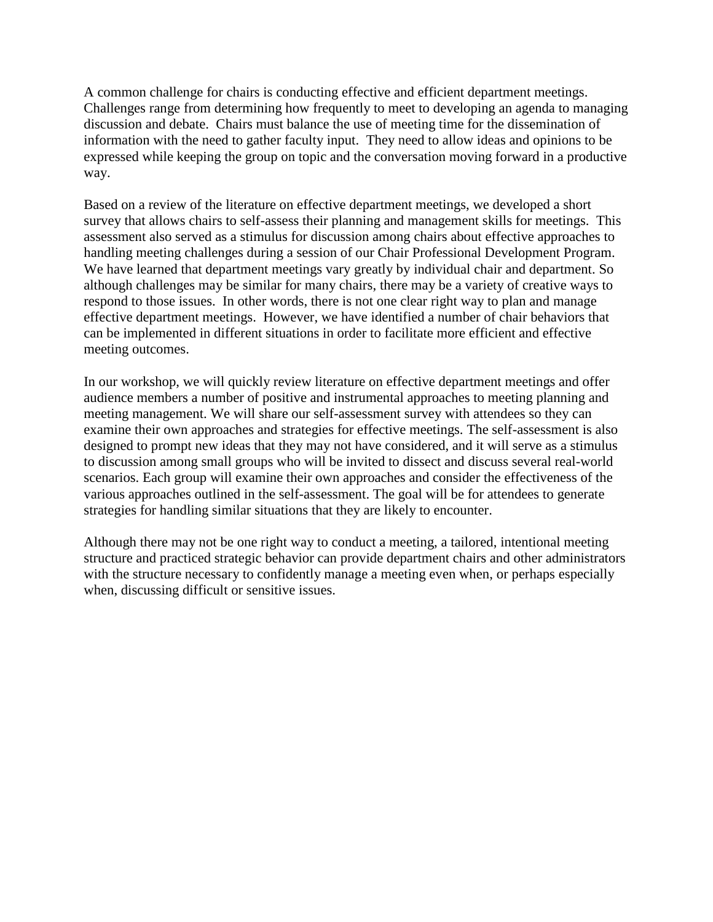A common challenge for chairs is conducting effective and efficient department meetings. Challenges range from determining how frequently to meet to developing an agenda to managing discussion and debate. Chairs must balance the use of meeting time for the dissemination of information with the need to gather faculty input. They need to allow ideas and opinions to be expressed while keeping the group on topic and the conversation moving forward in a productive way.

Based on a review of the literature on effective department meetings, we developed a short survey that allows chairs to self-assess their planning and management skills for meetings. This assessment also served as a stimulus for discussion among chairs about effective approaches to handling meeting challenges during a session of our Chair Professional Development Program. We have learned that department meetings vary greatly by individual chair and department. So although challenges may be similar for many chairs, there may be a variety of creative ways to respond to those issues. In other words, there is not one clear right way to plan and manage effective department meetings. However, we have identified a number of chair behaviors that can be implemented in different situations in order to facilitate more efficient and effective meeting outcomes.

In our workshop, we will quickly review literature on effective department meetings and offer audience members a number of positive and instrumental approaches to meeting planning and meeting management. We will share our self-assessment survey with attendees so they can examine their own approaches and strategies for effective meetings. The self-assessment is also designed to prompt new ideas that they may not have considered, and it will serve as a stimulus to discussion among small groups who will be invited to dissect and discuss several real-world scenarios. Each group will examine their own approaches and consider the effectiveness of the various approaches outlined in the self-assessment. The goal will be for attendees to generate strategies for handling similar situations that they are likely to encounter.

Although there may not be one right way to conduct a meeting, a tailored, intentional meeting structure and practiced strategic behavior can provide department chairs and other administrators with the structure necessary to confidently manage a meeting even when, or perhaps especially when, discussing difficult or sensitive issues.